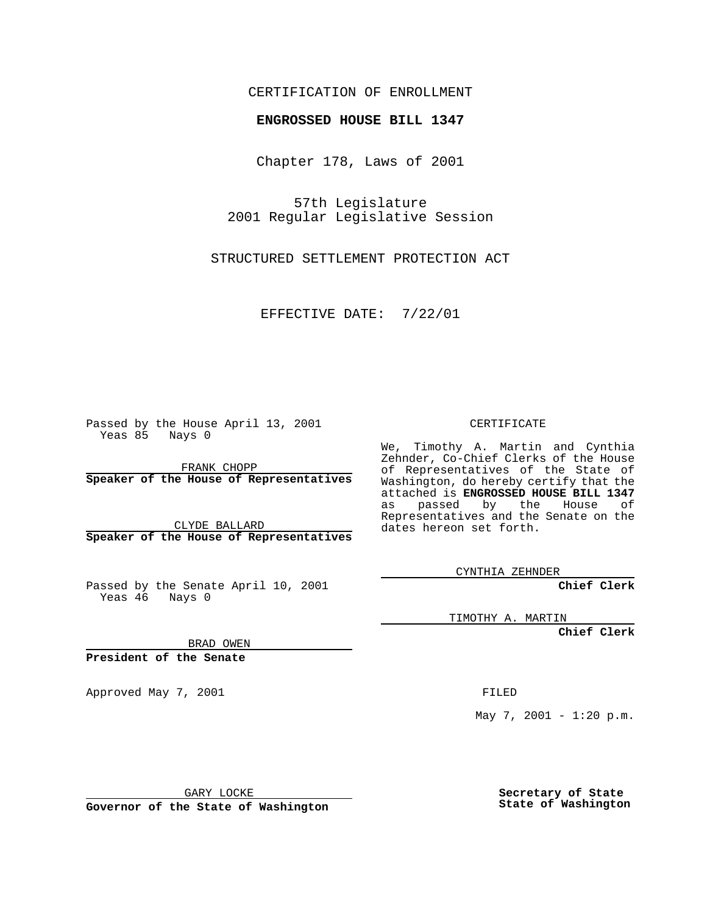CERTIFICATION OF ENROLLMENT

**ENGROSSED HOUSE BILL 1347**

Chapter 178, Laws of 2001

57th Legislature
2001 Regular Legislative Session

STRUCTURED SETTLEMENT PROTECTION ACT

EFFECTIVE DATE: 7/22/01

Passed by the House April 13, 2001
Yeas 85 Nays 0

FRANK CHOPP
**Speaker of the House of Representatives**

CLYDE BALLARD
**Speaker of the House of Representatives**

Passed by the Senate April 10, 2001
Yeas 46 Nays 0

BRAD OWEN
**President of the Senate**

Approved May 7, 2001

GARY LOCKE
**Governor of the State of Washington**

CERTIFICATE

We, Timothy A. Martin and Cynthia Zehnder, Co-Chief Clerks of the House of Representatives of the State of Washington, do hereby certify that the attached is **ENGROSSED HOUSE BILL 1347** as passed by the House of Representatives and the Senate on the dates hereon set forth.

CYNTHIA ZEHNDER
**Chief Clerk**

TIMOTHY A. MARTIN
**Chief Clerk**

FILED

May 7, 2001 - 1:20 p.m.

**Secretary of State**
**State of Washington**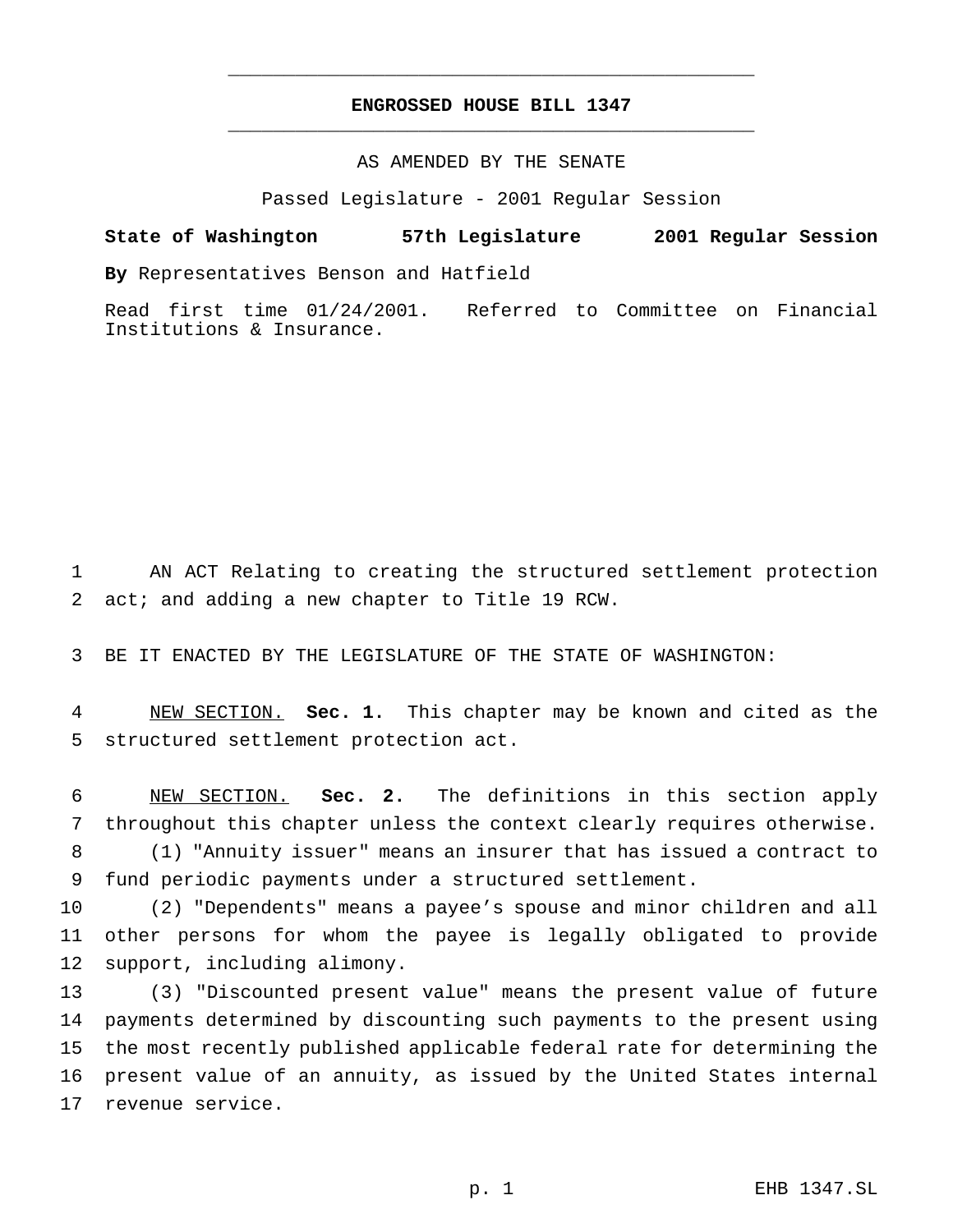**ENGROSSED HOUSE BILL 1347**

AS AMENDED BY THE SENATE

Passed Legislature - 2001 Regular Session

**State of Washington 57th Legislature 2001 Regular Session**

**By** Representatives Benson and Hatfield

Read first time 01/24/2001. Referred to Committee on Financial Institutions & Insurance.

AN ACT Relating to creating the structured settlement protection act; and adding a new chapter to Title 19 RCW.

BE IT ENACTED BY THE LEGISLATURE OF THE STATE OF WASHINGTON:

NEW SECTION. **Sec. 1.** This chapter may be known and cited as the structured settlement protection act.

NEW SECTION. **Sec. 2.** The definitions in this section apply throughout this chapter unless the context clearly requires otherwise.

(1) "Annuity issuer" means an insurer that has issued a contract to fund periodic payments under a structured settlement.

(2) "Dependents" means a payee's spouse and minor children and all other persons for whom the payee is legally obligated to provide support, including alimony.

(3) "Discounted present value" means the present value of future payments determined by discounting such payments to the present using the most recently published applicable federal rate for determining the present value of an annuity, as issued by the United States internal revenue service.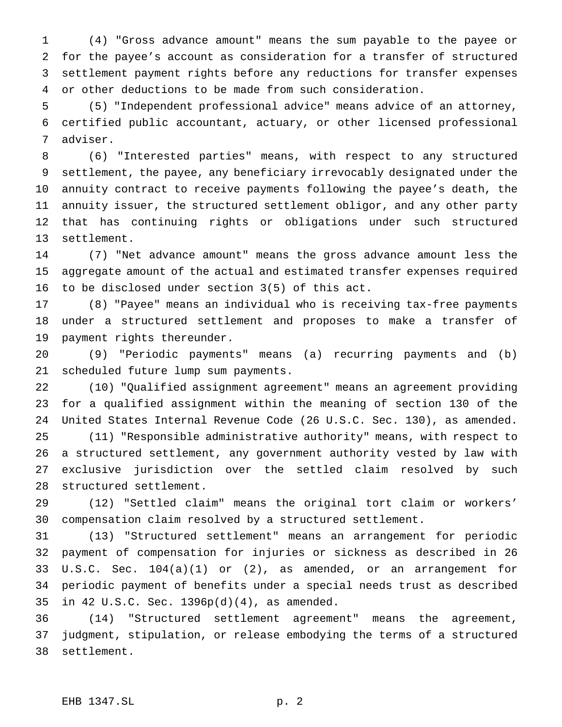(4) "Gross advance amount" means the sum payable to the payee or for the payee's account as consideration for a transfer of structured settlement payment rights before any reductions for transfer expenses or other deductions to be made from such consideration.

(5) "Independent professional advice" means advice of an attorney, certified public accountant, actuary, or other licensed professional adviser.

(6) "Interested parties" means, with respect to any structured settlement, the payee, any beneficiary irrevocably designated under the annuity contract to receive payments following the payee's death, the annuity issuer, the structured settlement obligor, and any other party that has continuing rights or obligations under such structured settlement.

(7) "Net advance amount" means the gross advance amount less the aggregate amount of the actual and estimated transfer expenses required to be disclosed under section 3(5) of this act.

(8) "Payee" means an individual who is receiving tax-free payments under a structured settlement and proposes to make a transfer of payment rights thereunder.

(9) "Periodic payments" means (a) recurring payments and (b) scheduled future lump sum payments.

(10) "Qualified assignment agreement" means an agreement providing for a qualified assignment within the meaning of section 130 of the United States Internal Revenue Code (26 U.S.C. Sec. 130), as amended.

(11) "Responsible administrative authority" means, with respect to a structured settlement, any government authority vested by law with exclusive jurisdiction over the settled claim resolved by such structured settlement.

(12) "Settled claim" means the original tort claim or workers' compensation claim resolved by a structured settlement.

(13) "Structured settlement" means an arrangement for periodic payment of compensation for injuries or sickness as described in 26 U.S.C. Sec. 104(a)(1) or (2), as amended, or an arrangement for periodic payment of benefits under a special needs trust as described in 42 U.S.C. Sec. 1396p(d)(4), as amended.

(14) "Structured settlement agreement" means the agreement, judgment, stipulation, or release embodying the terms of a structured settlement.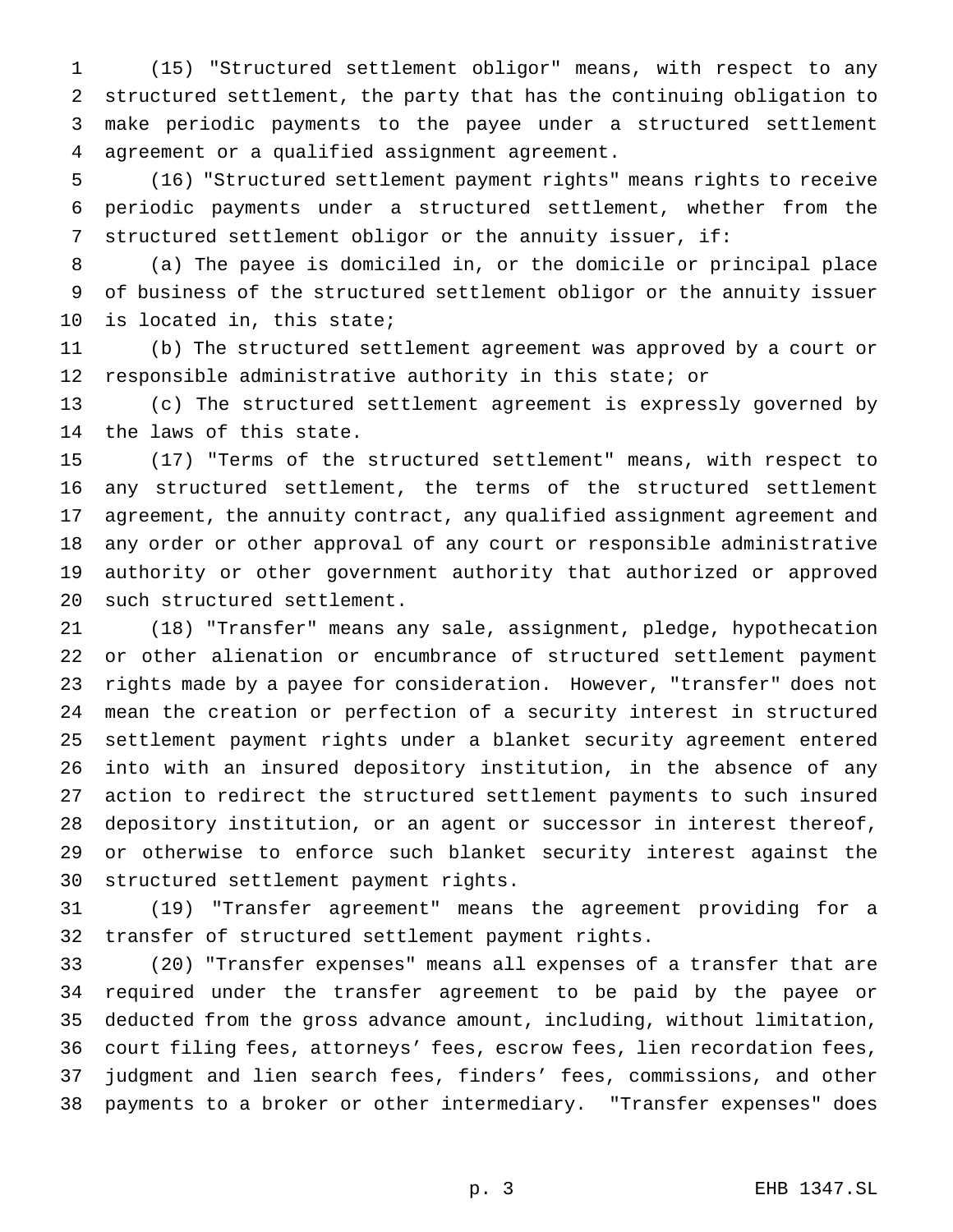(15) "Structured settlement obligor" means, with respect to any structured settlement, the party that has the continuing obligation to make periodic payments to the payee under a structured settlement agreement or a qualified assignment agreement.

(16) "Structured settlement payment rights" means rights to receive periodic payments under a structured settlement, whether from the structured settlement obligor or the annuity issuer, if:

(a) The payee is domiciled in, or the domicile or principal place of business of the structured settlement obligor or the annuity issuer is located in, this state;

(b) The structured settlement agreement was approved by a court or responsible administrative authority in this state; or

(c) The structured settlement agreement is expressly governed by the laws of this state.

(17) "Terms of the structured settlement" means, with respect to any structured settlement, the terms of the structured settlement agreement, the annuity contract, any qualified assignment agreement and any order or other approval of any court or responsible administrative authority or other government authority that authorized or approved such structured settlement.

(18) "Transfer" means any sale, assignment, pledge, hypothecation or other alienation or encumbrance of structured settlement payment rights made by a payee for consideration. However, "transfer" does not mean the creation or perfection of a security interest in structured settlement payment rights under a blanket security agreement entered into with an insured depository institution, in the absence of any action to redirect the structured settlement payments to such insured depository institution, or an agent or successor in interest thereof, or otherwise to enforce such blanket security interest against the structured settlement payment rights.

(19) "Transfer agreement" means the agreement providing for a transfer of structured settlement payment rights.

(20) "Transfer expenses" means all expenses of a transfer that are required under the transfer agreement to be paid by the payee or deducted from the gross advance amount, including, without limitation, court filing fees, attorneys' fees, escrow fees, lien recordation fees, judgment and lien search fees, finders' fees, commissions, and other payments to a broker or other intermediary. "Transfer expenses" does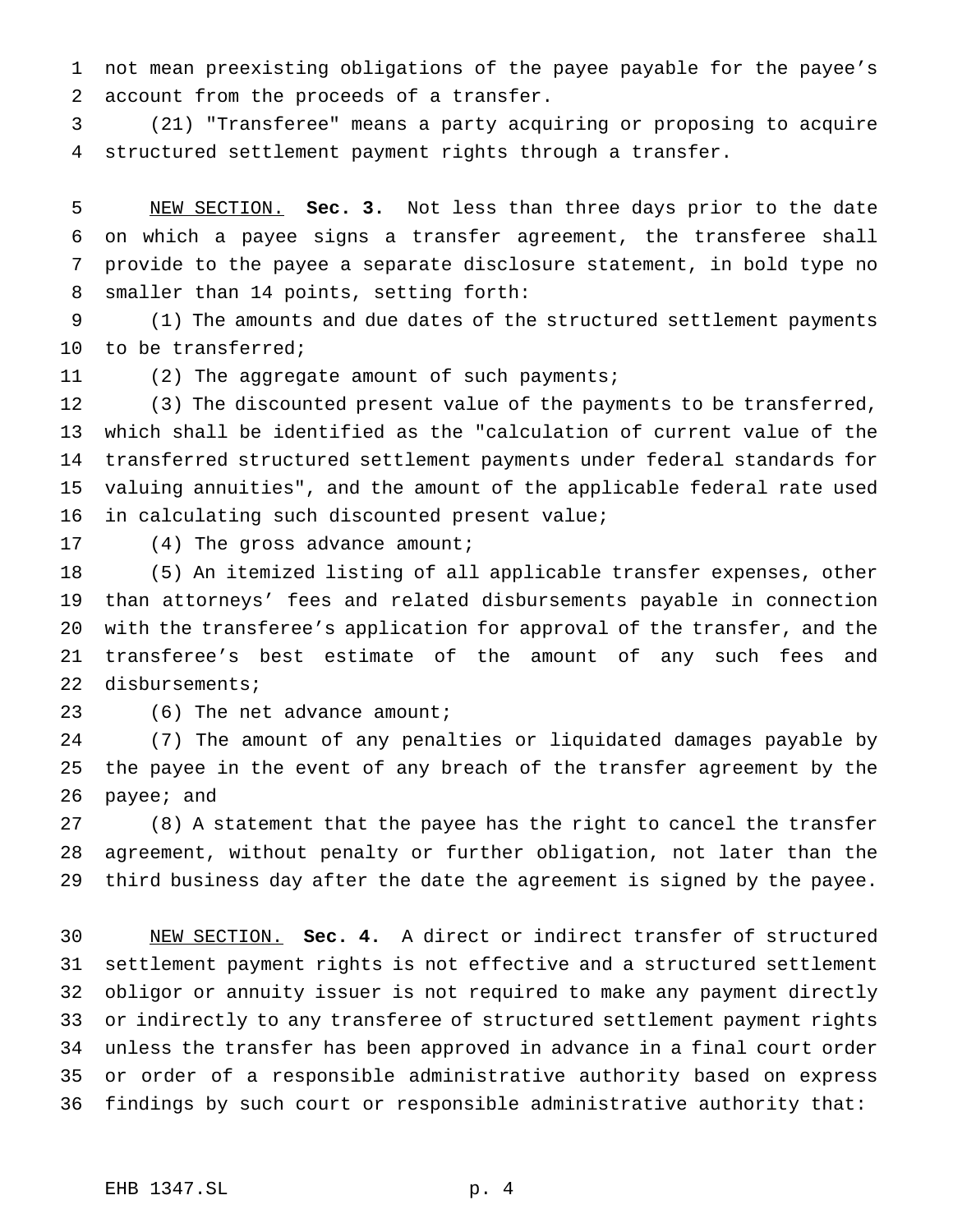not mean preexisting obligations of the payee payable for the payee's account from the proceeds of a transfer.

(21) "Transferee" means a party acquiring or proposing to acquire structured settlement payment rights through a transfer.

NEW SECTION. **Sec. 3.** Not less than three days prior to the date on which a payee signs a transfer agreement, the transferee shall provide to the payee a separate disclosure statement, in bold type no smaller than 14 points, setting forth:

(1) The amounts and due dates of the structured settlement payments to be transferred;

(2) The aggregate amount of such payments;

(3) The discounted present value of the payments to be transferred, which shall be identified as the "calculation of current value of the transferred structured settlement payments under federal standards for valuing annuities", and the amount of the applicable federal rate used in calculating such discounted present value;

(4) The gross advance amount;

(5) An itemized listing of all applicable transfer expenses, other than attorneys' fees and related disbursements payable in connection with the transferee's application for approval of the transfer, and the transferee's best estimate of the amount of any such fees and disbursements;

(6) The net advance amount;

(7) The amount of any penalties or liquidated damages payable by the payee in the event of any breach of the transfer agreement by the payee; and

(8) A statement that the payee has the right to cancel the transfer agreement, without penalty or further obligation, not later than the third business day after the date the agreement is signed by the payee.

NEW SECTION. **Sec. 4.** A direct or indirect transfer of structured settlement payment rights is not effective and a structured settlement obligor or annuity issuer is not required to make any payment directly or indirectly to any transferee of structured settlement payment rights unless the transfer has been approved in advance in a final court order or order of a responsible administrative authority based on express findings by such court or responsible administrative authority that: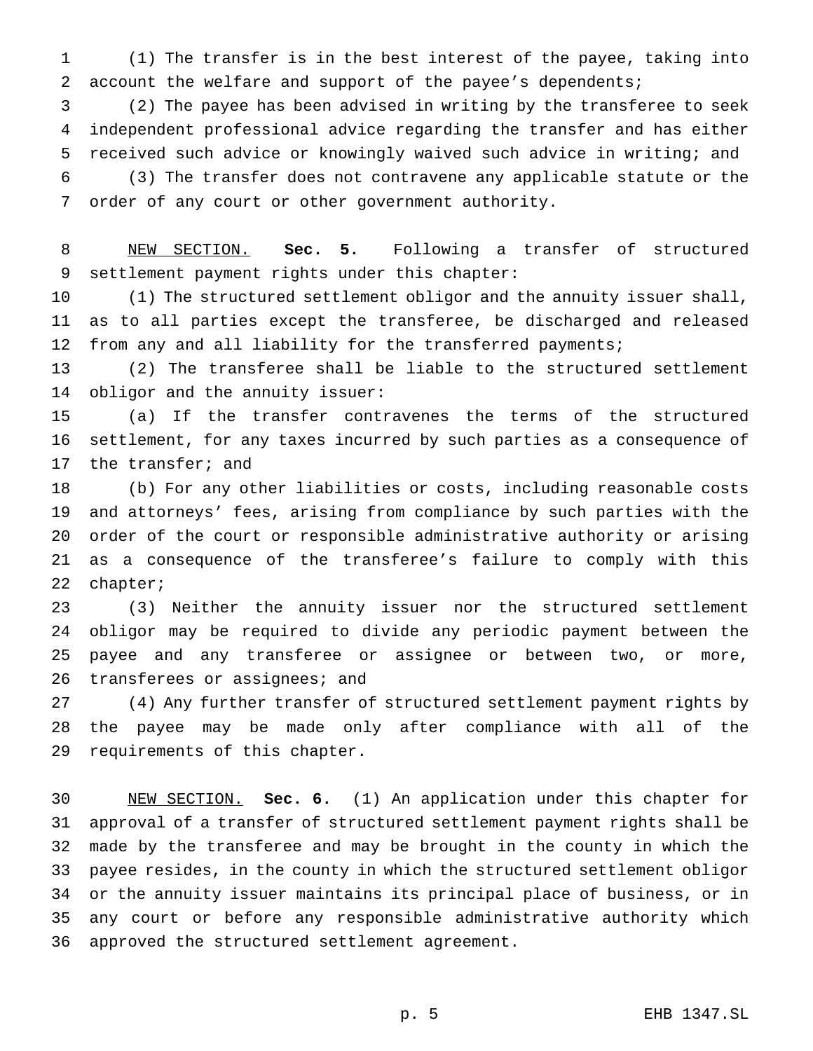(1) The transfer is in the best interest of the payee, taking into account the welfare and support of the payee's dependents;

(2) The payee has been advised in writing by the transferee to seek independent professional advice regarding the transfer and has either received such advice or knowingly waived such advice in writing; and

(3) The transfer does not contravene any applicable statute or the order of any court or other government authority.

NEW SECTION. **Sec. 5.** Following a transfer of structured settlement payment rights under this chapter:

(1) The structured settlement obligor and the annuity issuer shall, as to all parties except the transferee, be discharged and released from any and all liability for the transferred payments;

(2) The transferee shall be liable to the structured settlement obligor and the annuity issuer:

(a) If the transfer contravenes the terms of the structured settlement, for any taxes incurred by such parties as a consequence of the transfer; and

(b) For any other liabilities or costs, including reasonable costs and attorneys' fees, arising from compliance by such parties with the order of the court or responsible administrative authority or arising as a consequence of the transferee's failure to comply with this chapter;

(3) Neither the annuity issuer nor the structured settlement obligor may be required to divide any periodic payment between the payee and any transferee or assignee or between two, or more, transferees or assignees; and

(4) Any further transfer of structured settlement payment rights by the payee may be made only after compliance with all of the requirements of this chapter.

NEW SECTION. **Sec. 6.** (1) An application under this chapter for approval of a transfer of structured settlement payment rights shall be made by the transferee and may be brought in the county in which the payee resides, in the county in which the structured settlement obligor or the annuity issuer maintains its principal place of business, or in any court or before any responsible administrative authority which approved the structured settlement agreement.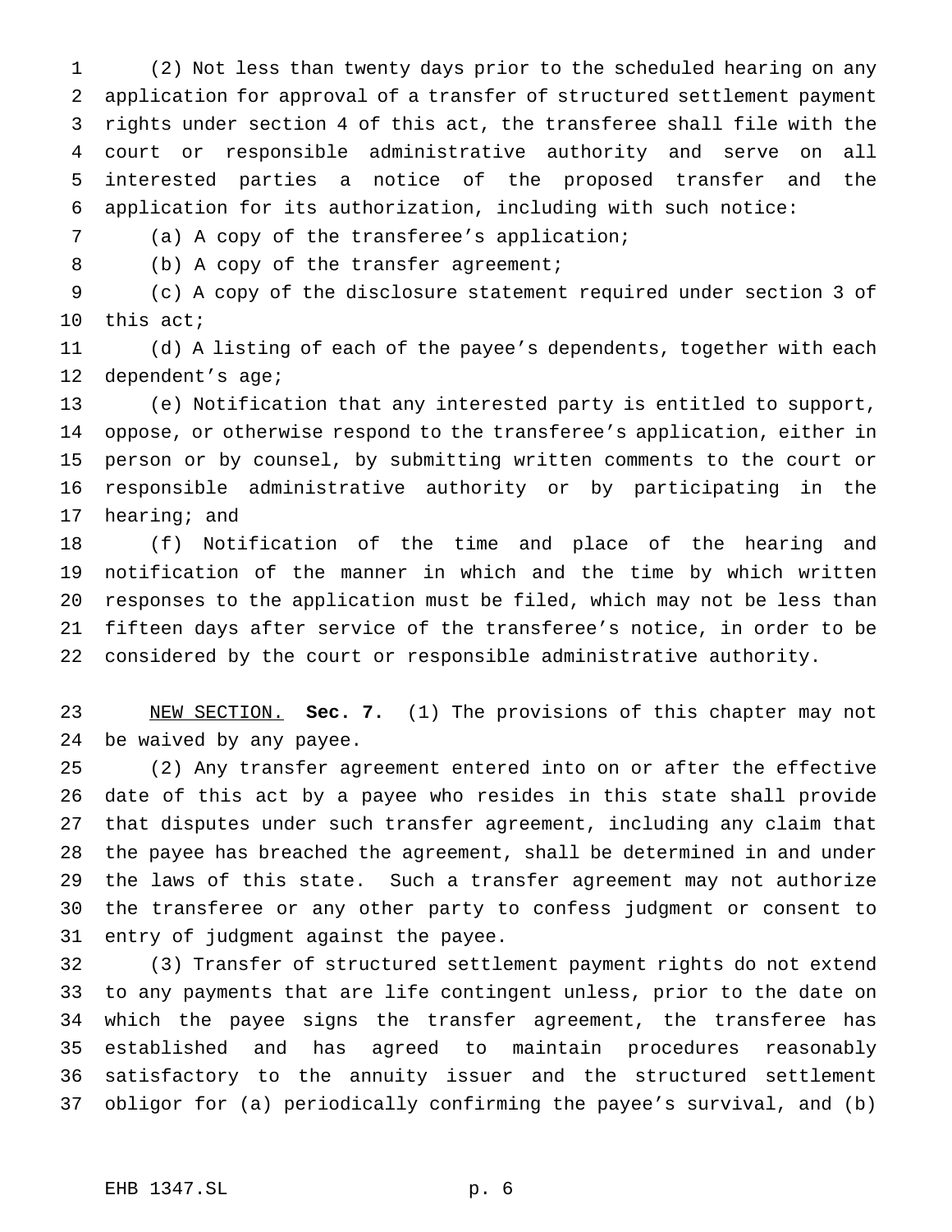(2) Not less than twenty days prior to the scheduled hearing on any application for approval of a transfer of structured settlement payment rights under section 4 of this act, the transferee shall file with the court or responsible administrative authority and serve on all interested parties a notice of the proposed transfer and the application for its authorization, including with such notice:

(a) A copy of the transferee's application;

(b) A copy of the transfer agreement;

(c) A copy of the disclosure statement required under section 3 of this act;

(d) A listing of each of the payee's dependents, together with each dependent's age;

(e) Notification that any interested party is entitled to support, oppose, or otherwise respond to the transferee's application, either in person or by counsel, by submitting written comments to the court or responsible administrative authority or by participating in the hearing; and

(f) Notification of the time and place of the hearing and notification of the manner in which and the time by which written responses to the application must be filed, which may not be less than fifteen days after service of the transferee's notice, in order to be considered by the court or responsible administrative authority.

NEW SECTION. **Sec. 7.** (1) The provisions of this chapter may not be waived by any payee.

(2) Any transfer agreement entered into on or after the effective date of this act by a payee who resides in this state shall provide that disputes under such transfer agreement, including any claim that the payee has breached the agreement, shall be determined in and under the laws of this state. Such a transfer agreement may not authorize the transferee or any other party to confess judgment or consent to entry of judgment against the payee.

(3) Transfer of structured settlement payment rights do not extend to any payments that are life contingent unless, prior to the date on which the payee signs the transfer agreement, the transferee has established and has agreed to maintain procedures reasonably satisfactory to the annuity issuer and the structured settlement obligor for (a) periodically confirming the payee's survival, and (b)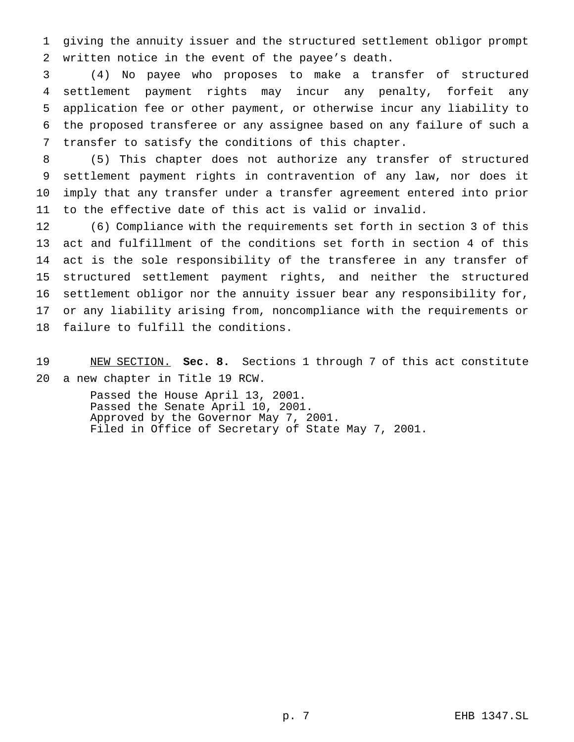giving the annuity issuer and the structured settlement obligor prompt written notice in the event of the payee's death.

(4) No payee who proposes to make a transfer of structured settlement payment rights may incur any penalty, forfeit any application fee or other payment, or otherwise incur any liability to the proposed transferee or any assignee based on any failure of such a transfer to satisfy the conditions of this chapter.

(5) This chapter does not authorize any transfer of structured settlement payment rights in contravention of any law, nor does it imply that any transfer under a transfer agreement entered into prior to the effective date of this act is valid or invalid.

(6) Compliance with the requirements set forth in section 3 of this act and fulfillment of the conditions set forth in section 4 of this act is the sole responsibility of the transferee in any transfer of structured settlement payment rights, and neither the structured settlement obligor nor the annuity issuer bear any responsibility for, or any liability arising from, noncompliance with the requirements or failure to fulfill the conditions.

NEW SECTION. **Sec. 8.** Sections 1 through 7 of this act constitute a new chapter in Title 19 RCW.

Passed the House April 13, 2001.
Passed the Senate April 10, 2001.
Approved by the Governor May 7, 2001.
Filed in Office of Secretary of State May 7, 2001.